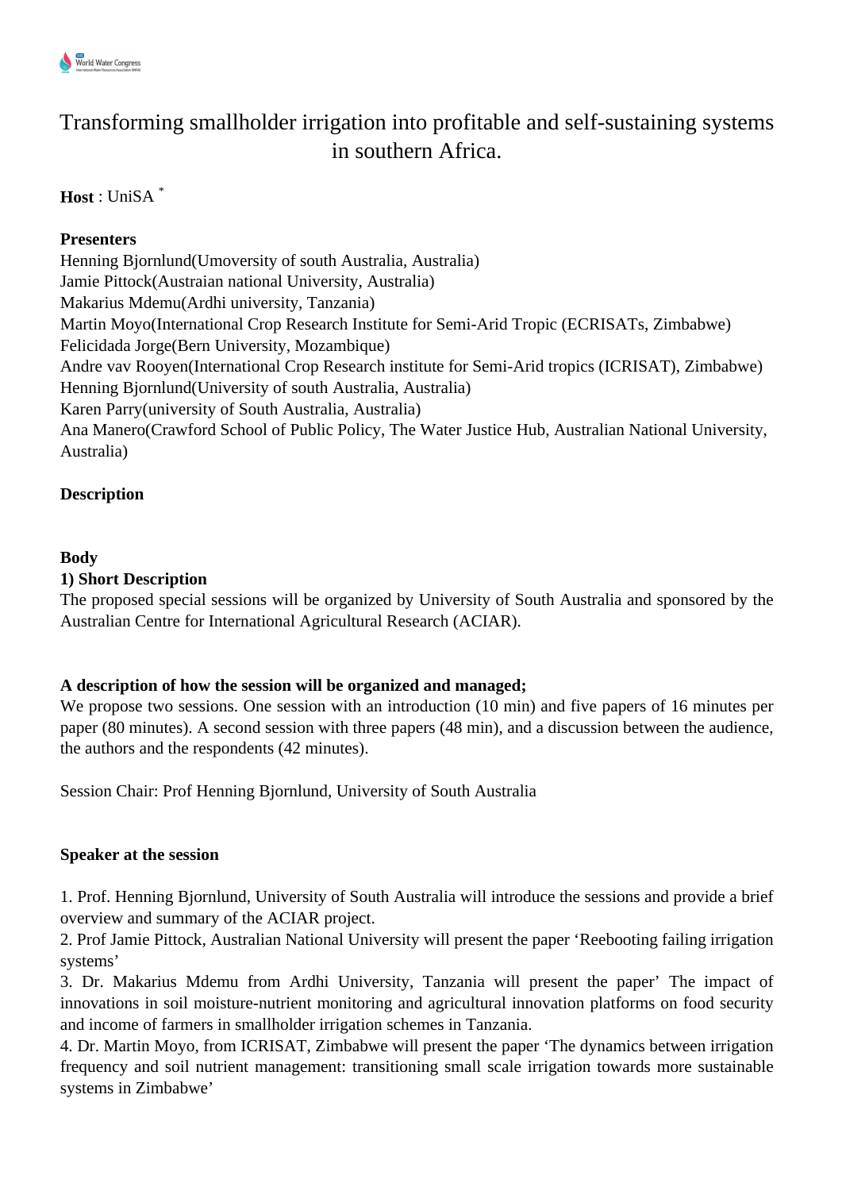# Transforming smallholder irrigation into profitable and self-sustaining systems in southern Africa.

**Host** : UniSA *

**Presenters**

Henning Bjornlund(Umoversity of south Australia, Australia)
Jamie Pittock(Austraian national University, Australia)
Makarius Mdemu(Ardhi university, Tanzania)
Martin Moyo(International Crop Research Institute for Semi-Arid Tropic (ECRISATs, Zimbabwe)
Felicidada Jorge(Bern University, Mozambique)
Andre vav Rooyen(International Crop Research institute for Semi-Arid tropics (ICRISAT), Zimbabwe)
Henning Bjornlund(University of south Australia, Australia)
Karen Parry(university of South Australia, Australia)
Ana Manero(Crawford School of Public Policy, The Water Justice Hub, Australian National University, Australia)

**Description**

**Body**

**1) Short Description**

The proposed special sessions will be organized by University of South Australia and sponsored by the Australian Centre for International Agricultural Research (ACIAR).

**A description of how the session will be organized and managed;**

We propose two sessions. One session with an introduction (10 min) and five papers of 16 minutes per paper (80 minutes). A second session with three papers (48 min), and a discussion between the audience, the authors and the respondents (42 minutes).

Session Chair: Prof Henning Bjornlund, University of South Australia

**Speaker at the session**

1. Prof. Henning Bjornlund, University of South Australia will introduce the sessions and provide a brief overview and summary of the ACIAR project.
2. Prof Jamie Pittock, Australian National University will present the paper 'Reebooting failing irrigation systems'
3. Dr. Makarius Mdemu from Ardhi University, Tanzania will present the paper' The impact of innovations in soil moisture-nutrient monitoring and agricultural innovation platforms on food security and income of farmers in smallholder irrigation schemes in Tanzania.
4. Dr. Martin Moyo, from ICRISAT, Zimbabwe will present the paper 'The dynamics between irrigation frequency and soil nutrient management: transitioning small scale irrigation towards more sustainable systems in Zimbabwe'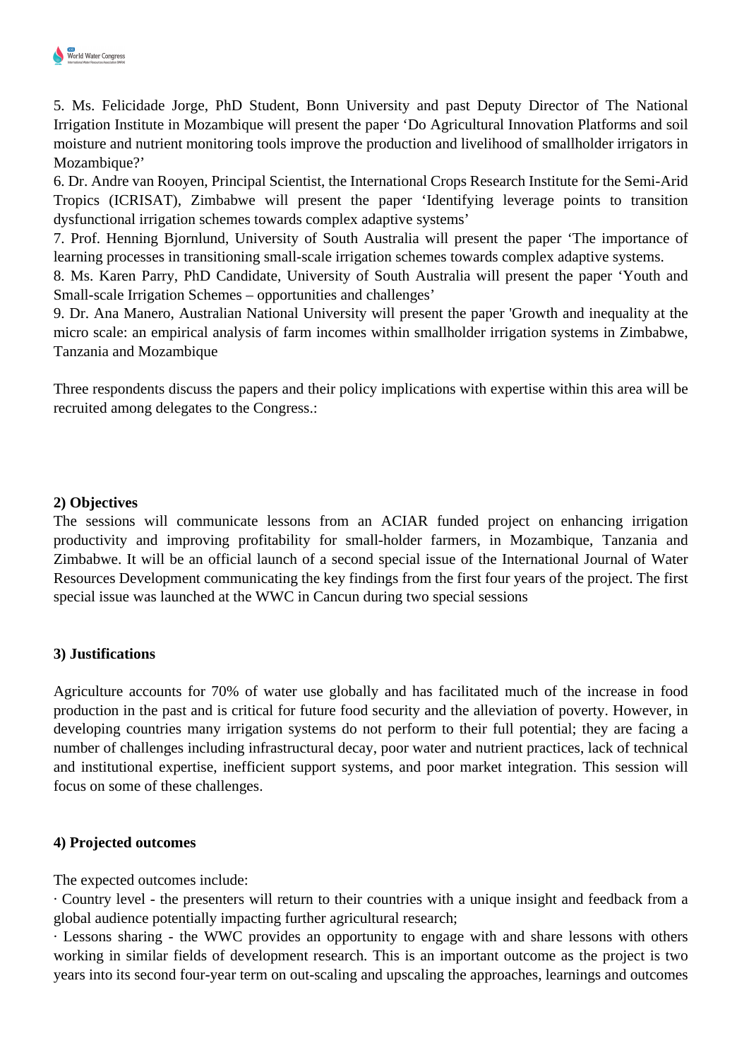5. Ms. Felicidade Jorge, PhD Student, Bonn University and past Deputy Director of The National Irrigation Institute in Mozambique will present the paper 'Do Agricultural Innovation Platforms and soil moisture and nutrient monitoring tools improve the production and livelihood of smallholder irrigators in Mozambique?'
6. Dr. Andre van Rooyen, Principal Scientist, the International Crops Research Institute for the Semi-Arid Tropics (ICRISAT), Zimbabwe will present the paper 'Identifying leverage points to transition dysfunctional irrigation schemes towards complex adaptive systems'
7. Prof. Henning Bjornlund, University of South Australia will present the paper 'The importance of learning processes in transitioning small-scale irrigation schemes towards complex adaptive systems.
8. Ms. Karen Parry, PhD Candidate, University of South Australia will present the paper 'Youth and Small-scale Irrigation Schemes – opportunities and challenges'
9. Dr. Ana Manero, Australian National University will present the paper 'Growth and inequality at the micro scale: an empirical analysis of farm incomes within smallholder irrigation systems in Zimbabwe, Tanzania and Mozambique

Three respondents discuss the papers and their policy implications with expertise within this area will be recruited among delegates to the Congress.:

**2) Objectives**

The sessions will communicate lessons from an ACIAR funded project on enhancing irrigation productivity and improving profitability for small-holder farmers, in Mozambique, Tanzania and Zimbabwe. It will be an official launch of a second special issue of the International Journal of Water Resources Development communicating the key findings from the first four years of the project. The first special issue was launched at the WWC in Cancun during two special sessions

**3) Justifications**

Agriculture accounts for 70% of water use globally and has facilitated much of the increase in food production in the past and is critical for future food security and the alleviation of poverty. However, in developing countries many irrigation systems do not perform to their full potential; they are facing a number of challenges including infrastructural decay, poor water and nutrient practices, lack of technical and institutional expertise, inefficient support systems, and poor market integration. This session will focus on some of these challenges.

**4) Projected outcomes**

The expected outcomes include:
· Country level - the presenters will return to their countries with a unique insight and feedback from a global audience potentially impacting further agricultural research;
· Lessons sharing - the WWC provides an opportunity to engage with and share lessons with others working in similar fields of development research. This is an important outcome as the project is two years into its second four-year term on out-scaling and upscaling the approaches, learnings and outcomes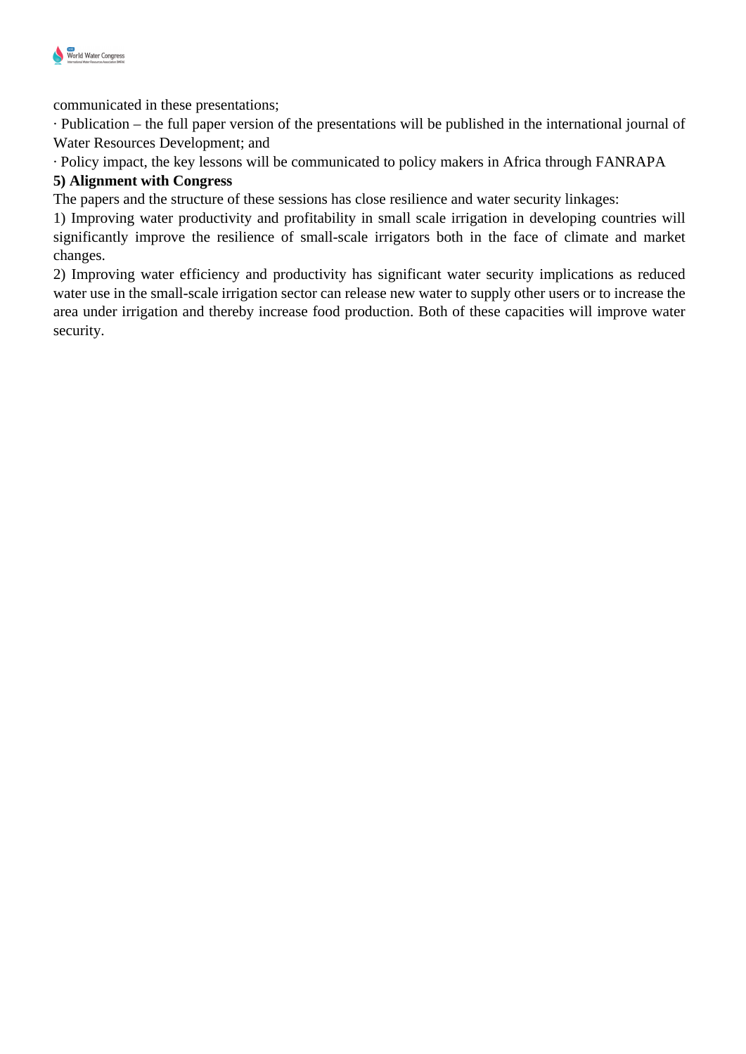communicated in these presentations;

· Publication – the full paper version of the presentations will be published in the international journal of Water Resources Development; and

· Policy impact, the key lessons will be communicated to policy makers in Africa through FANRAPA

**5) Alignment with Congress**

The papers and the structure of these sessions has close resilience and water security linkages:

1) Improving water productivity and profitability in small scale irrigation in developing countries will significantly improve the resilience of small-scale irrigators both in the face of climate and market changes.

2) Improving water efficiency and productivity has significant water security implications as reduced water use in the small-scale irrigation sector can release new water to supply other users or to increase the area under irrigation and thereby increase food production. Both of these capacities will improve water security.